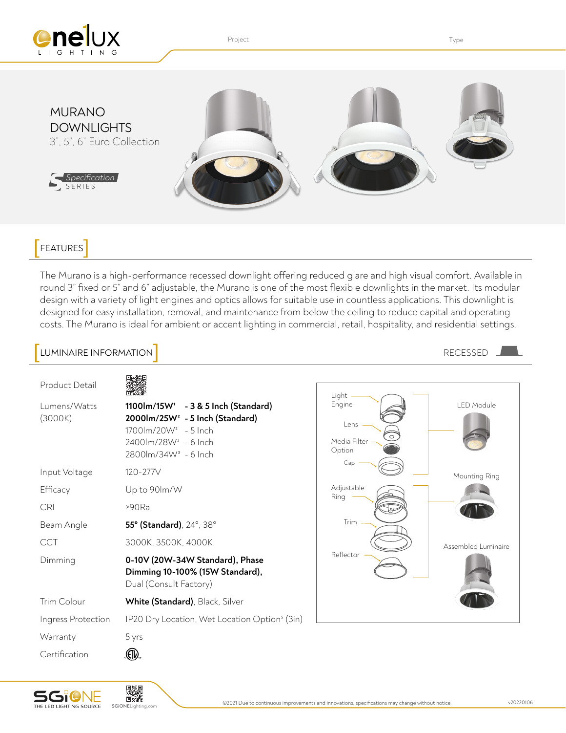Project

Type

# MURANO DOWNLIGHTS

3", 5", 6" Euro Collection

Specification SERIES

## FEATURES

The Murano is a high-performance recessed downlight offering reduced glare and high visual comfort. Available in round 3" fixed or 5" and 6" adjustable, the Murano is one of the most flexible downlights in the market. Its modular design with a variety of light engines and optics allows for suitable use in countless applications. This downlight is designed for easy installation, removal, and maintenance from below the ceiling to reduce capital and operating costs. The Murano is ideal for ambient or accent lighting in commercial, retail, hospitality, and residential settings.

## LUMINAIRE INFORMATION

RECESSED

| | |
|---|---|
| Product Detail | |
| Lumens/Watts (3000K) | **1100lm/15W[1] - 3 & 5 Inch (Standard)**<br>**2000lm/25W[2] - 5 Inch (Standard)**<br>1700lm/20W[2] - 5 Inch<br>2400lm/28W[3] - 6 Inch<br>2800lm/34W[3] - 6 Inch |
| Input Voltage | 120-277V |
| Efficacy | Up to 90lm/W |
| CRI | >90Ra |
| Beam Angle | **55° (Standard)**, 24°, 38° |
| CCT | 3000K, 3500K, 4000K |
| Dimming | **0-10V (20W-34W Standard), Phase Dimming 10-100% (15W Standard)**, Dual (Consult Factory) |
| Trim Colour | **White (Standard)**, Black, Silver |
| Ingress Protection | IP20 Dry Location, Wet Location Option[5] (3in) |
| Warranty | 5 yrs |
| Certification | ETL |

Light Engine

Lens

Media Filter Option

Cap

Adjustable Ring

Trim

Reflector

LED Module

Mounting Ring

Assembled Luminaire

SGiONE THE LED LIGHTING SOURCE SGiONELighting.com

©2021 Due to continuous improvements and innovations, specifications may change without notice.

v20220106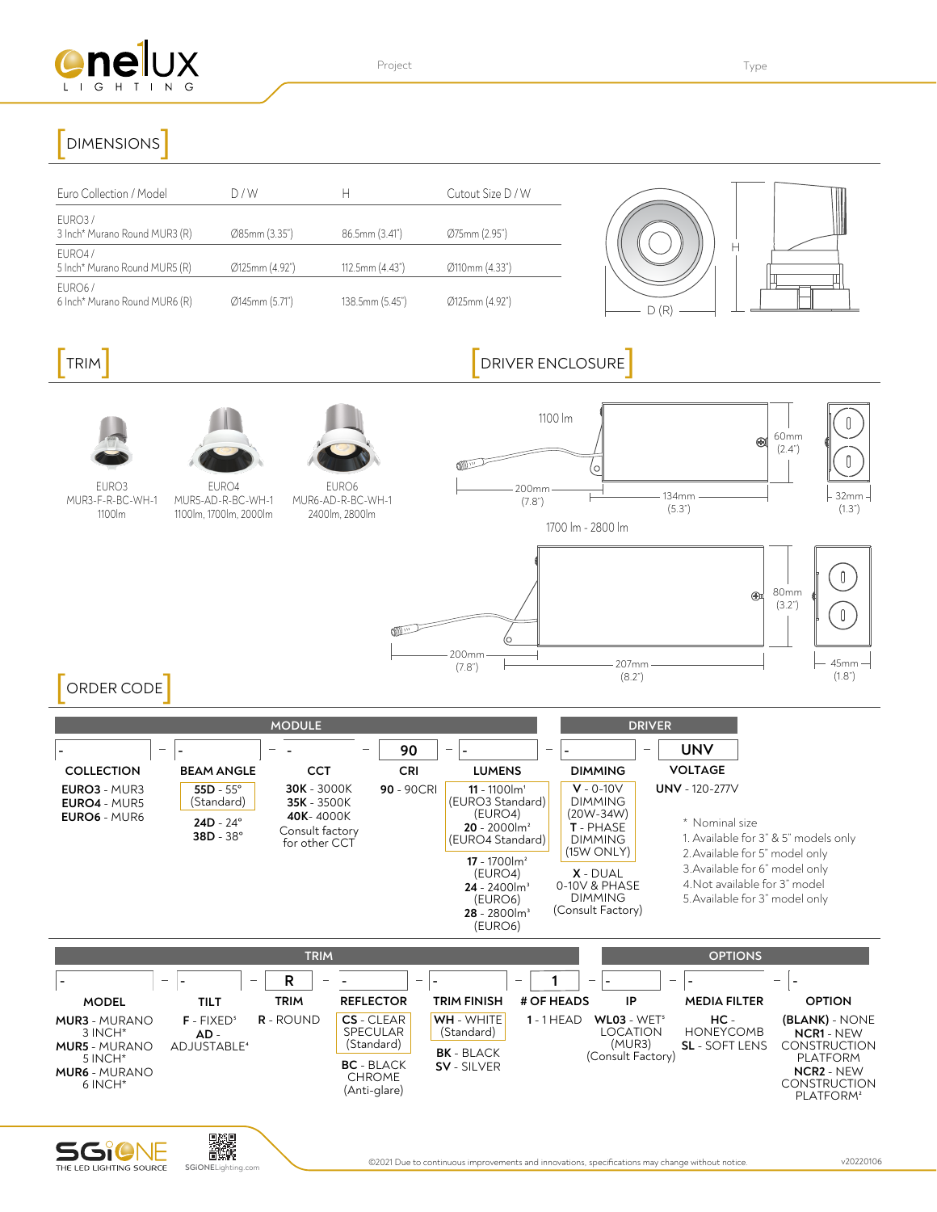Project

Type

## DIMENSIONS

| Euro Collection / Model | D / W | H | Cutout Size D / W |
|---|---|---|---|
| EURO3 / 3 Inch* Murano Round MUR3 (R) | Ø85mm (3.35") | 86.5mm (3.41") | Ø75mm (2.95") |
| EURO4 / 5 Inch* Murano Round MUR5 (R) | Ø125mm (4.92") | 112.5mm (4.43") | Ø110mm (4.33") |
| EURO6 / 6 Inch* Murano Round MUR6 (R) | Ø145mm (5.71") | 138.5mm (5.45") | Ø125mm (4.92") |

H

D (R)

## TRIM

EURO3
MUR3-F-R-BC-WH-1
1100lm

EURO4
MUR5-AD-R-BC-WH-1
1100lm, 1700lm, 2000lm

EURO6
MUR6-AD-R-BC-WH-1
2400lm, 2800lm

## DRIVER ENCLOSURE

1100 lm

200mm (7.8") — 134mm (5.3") — 60mm (2.4") — 32mm (1.3")

1700 lm - 2800 lm

200mm (7.8") — 207mm (8.2") — 80mm (3.2") — 45mm (1.8")

## ORDER CODE

**MODULE**

| COLLECTION | BEAM ANGLE | CCT | CRI | LUMENS |
|---|---|---|---|---|
| - | - | - | 90 | - |
| **EURO3** - MUR3<br>**EURO4** - MUR5<br>**EURO6** - MUR6 | **55D** - 55° (Standard)<br>**24D** - 24°<br>**38D** - 38° | **30K** - 3000K<br>**35K** - 3500K<br>**40K**- 4000K<br>Consult factory for other CCT | **90** - 90CRI | **11** - 1100lm[1] (EURO3 Standard) (EURO4)<br>**20** - 2000lm[2] (EURO4 Standard)<br>**17** - 1700lm[2] (EURO4)<br>**24** - 2400lm[3] (EURO6)<br>**28** - 2800lm[3] (EURO6) |

**DRIVER**

| DIMMING | VOLTAGE |
|---|---|
| - | UNV |
| **V** - 0-10V DIMMING (20W-34W)<br>**T** - PHASE DIMMING (15W ONLY)<br>**X** - DUAL 0-10V & PHASE DIMMING (Consult Factory) | **UNV** - 120-277V |

\* Nominal size
1. Available for 3" & 5" models only
2. Available for 5" model only
3. Available for 6" model only
4. Not available for 3" model
5. Available for 3" model only

**TRIM**

| MODEL | TILT | TRIM | REFLECTOR | TRIM FINISH | # OF HEADS |
|---|---|---|---|---|---|
| - | - | R | - | - | 1 |
| **MUR3** - MURANO 3 INCH*<br>**MUR5** - MURANO 5 INCH*<br>**MUR6** - MURANO 6 INCH* | **F** - FIXED[5]<br>**AD** - ADJUSTABLE[4] | **R** - ROUND | **CS** - CLEAR SPECULAR (Standard)<br>**BC** - BLACK CHROME (Anti-glare) | **WH** - WHITE (Standard)<br>**BK** - BLACK<br>**SV** - SILVER | **1** - 1 HEAD |

**OPTIONS**

| IP | MEDIA FILTER | OPTION |
|---|---|---|
| - | - | - |
| **WL03** - WET[5] LOCATION (MUR3) (Consult Factory) | **HC** - HONEYCOMB<br>**SL** - SOFT LENS | **(BLANK)** - NONE<br>**NCR1** - NEW CONSTRUCTION PLATFORM<br>**NCR2** - NEW CONSTRUCTION PLATFORM[2] |

©2021 Due to continuous improvements and innovations, specifications may change without notice.

v20220106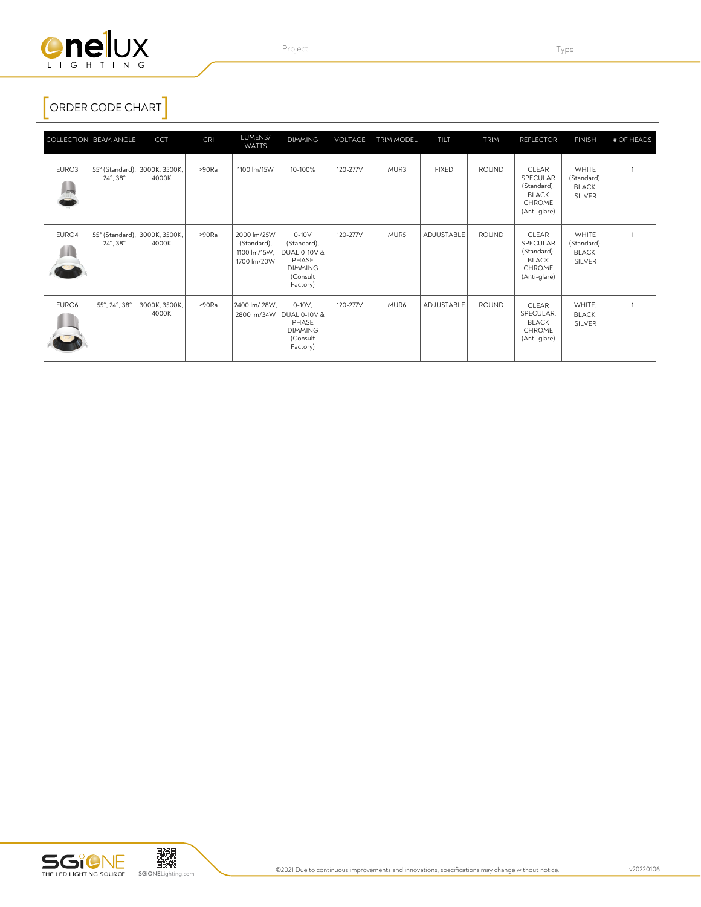## ORDER CODE CHART

| COLLECTION | BEAM ANGLE | CCT | CRI | LUMENS/ WATTS | DIMMING | VOLTAGE | TRIM MODEL | TILT | TRIM | REFLECTOR | FINISH | # OF HEADS |
|---|---|---|---|---|---|---|---|---|---|---|---|---|
| EURO3 | 55° (Standard), 24°, 38° | 3000K, 3500K, 4000K | >90Ra | 1100 lm/15W | 10-100% | 120-277V | MUR3 | FIXED | ROUND | CLEAR SPECULAR (Standard), BLACK CHROME (Anti-glare) | WHITE (Standard), BLACK, SILVER | 1 |
| EURO4 | 55° (Standard), 24°, 38° | 3000K, 3500K, 4000K | >90Ra | 2000 lm/25W (Standard), 1100 lm/15W, 1700 lm/20W | 0-10V (Standard), DUAL 0-10V & PHASE DIMMING (Consult Factory) | 120-277V | MUR5 | ADJUSTABLE | ROUND | CLEAR SPECULAR (Standard), BLACK CHROME (Anti-glare) | WHITE (Standard), BLACK, SILVER | 1 |
| EURO6 | 55°, 24°, 38° | 3000K, 3500K, 4000K | >90Ra | 2400 lm/ 28W, 2800 lm/34W | 0-10V, DUAL 0-10V & PHASE DIMMING (Consult Factory) | 120-277V | MUR6 | ADJUSTABLE | ROUND | CLEAR SPECULAR, BLACK CHROME (Anti-glare) | WHITE, BLACK, SILVER | 1 |

©2021 Due to continuous improvements and innovations, specifications may change without notice.

v20220106